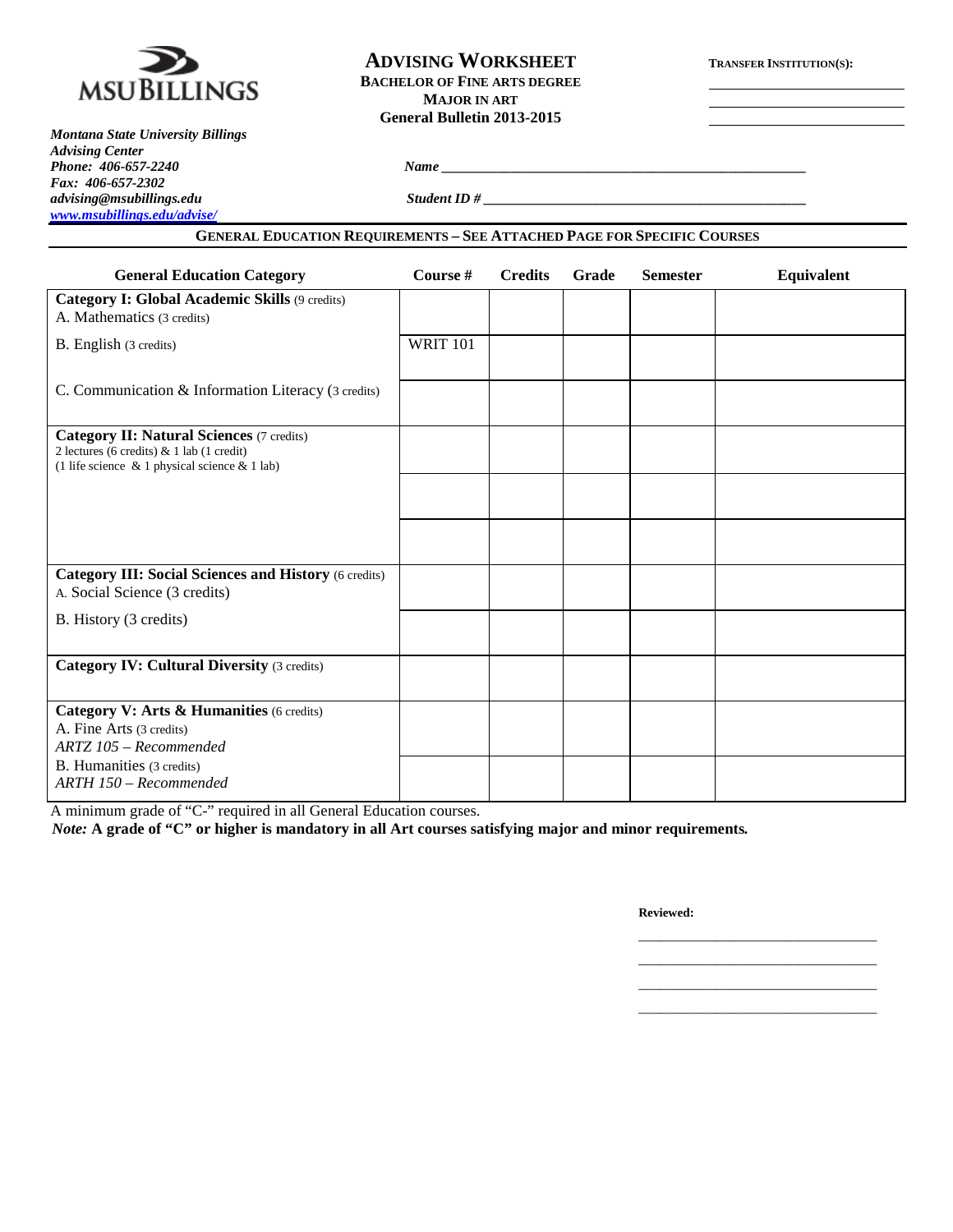MSU BILLINGS

# ADVISING WORKSHEET

**BACHELOR OF FINE ARTS DEGREE**
**MAJOR IN ART**
**General Bulletin 2013-2015**

**TRANSFER INSTITUTION(S):**

______________________
______________________
______________________

***Montana State University Billings***
***Advising Center***
***Phone: 406-657-2240***
***Fax: 406-657-2302***
***advising@msubillings.edu***
***www.msubillings.edu/advise/***

***Name*** ______________________________________________

***Student ID #*** ________________________________________

## GENERAL EDUCATION REQUIREMENTS – SEE ATTACHED PAGE FOR SPECIFIC COURSES

| General Education Category | Course # | Credits | Grade | Semester | Equivalent |
|---|---|---|---|---|---|
| **Category I: Global Academic Skills** (9 credits)<br>A. Mathematics (3 credits) | | | | | |
| B. English (3 credits) | WRIT 101 | | | | |
| C. Communication & Information Literacy (3 credits) | | | | | |
| **Category II: Natural Sciences** (7 credits)<br>2 lectures (6 credits) & 1 lab (1 credit)<br>(1 life science & 1 physical science & 1 lab) | | | | | |
| | | | | | |
| | | | | | |
| **Category III: Social Sciences and History** (6 credits)<br>A. Social Science (3 credits) | | | | | |
| B. History (3 credits) | | | | | |
| **Category IV: Cultural Diversity** (3 credits) | | | | | |
| **Category V: Arts & Humanities** (6 credits)<br>A. Fine Arts (3 credits)<br>*ARTZ 105 – Recommended* | | | | | |
| B. Humanities (3 credits)<br>*ARTH 150 – Recommended* | | | | | |

A minimum grade of "C-" required in all General Education courses.

*Note:* **A grade of "C" or higher is mandatory in all Art courses satisfying major and minor requirements.**

**Reviewed:**

______________________________
______________________________
______________________________
______________________________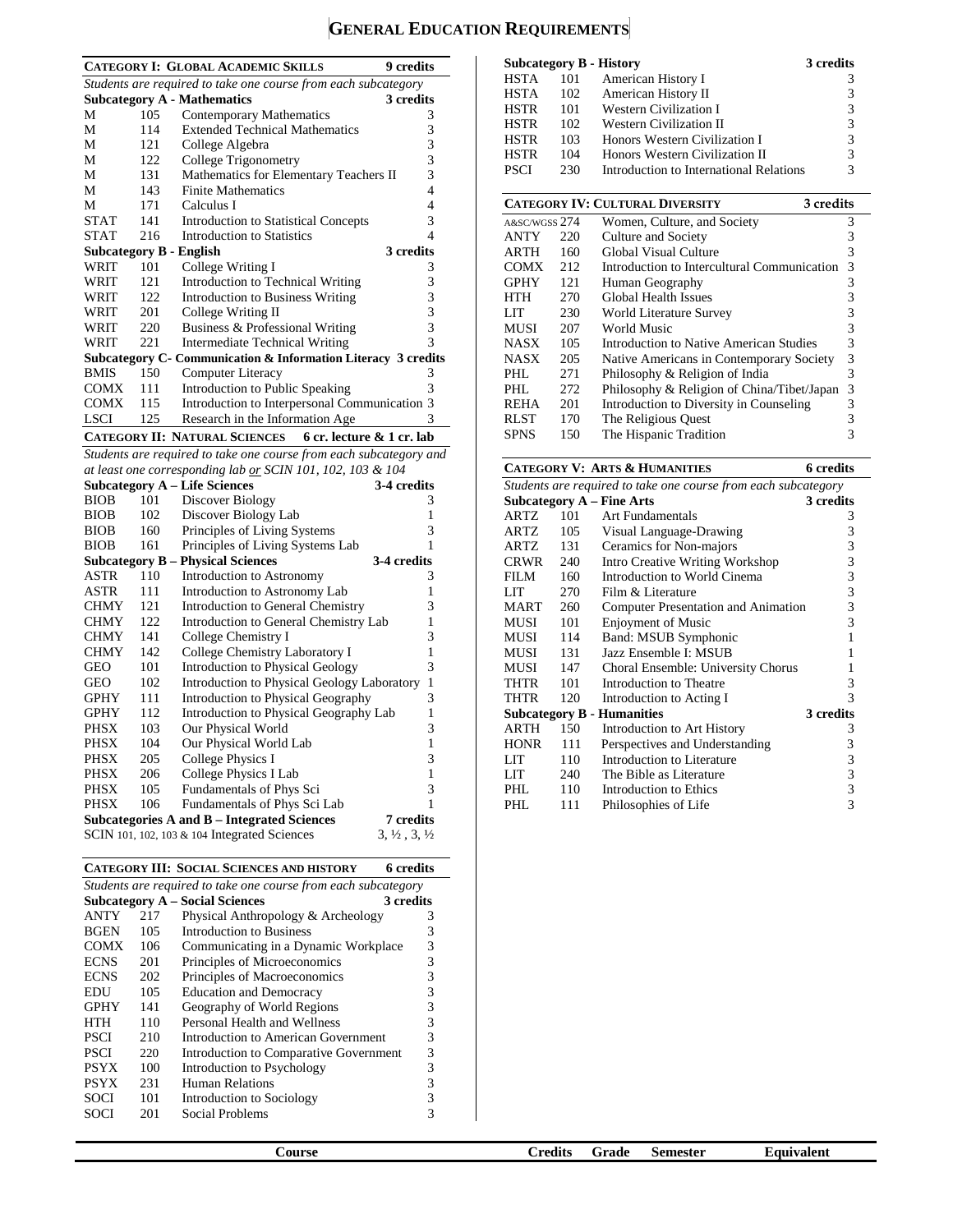# General Education Requirements

## Category I: Global Academic Skills — 9 credits

*Students are required to take one course from each subcategory*

### Subcategory A - Mathematics — 3 credits

| | | | |
|---|---|---|---|
| M | 105 | Contemporary Mathematics | 3 |
| M | 114 | Extended Technical Mathematics | 3 |
| M | 121 | College Algebra | 3 |
| M | 122 | College Trigonometry | 3 |
| M | 131 | Mathematics for Elementary Teachers II | 3 |
| M | 143 | Finite Mathematics | 4 |
| M | 171 | Calculus I | 4 |
| STAT | 141 | Introduction to Statistical Concepts | 3 |
| STAT | 216 | Introduction to Statistics | 4 |

### Subcategory B - English — 3 credits

| | | | |
|---|---|---|---|
| WRIT | 101 | College Writing I | 3 |
| WRIT | 121 | Introduction to Technical Writing | 3 |
| WRIT | 122 | Introduction to Business Writing | 3 |
| WRIT | 201 | College Writing II | 3 |
| WRIT | 220 | Business & Professional Writing | 3 |
| WRIT | 221 | Intermediate Technical Writing | 3 |

### Subcategory C- Communication & Information Literacy — 3 credits

| | | | |
|---|---|---|---|
| BMIS | 150 | Computer Literacy | 3 |
| COMX | 111 | Introduction to Public Speaking | 3 |
| COMX | 115 | Introduction to Interpersonal Communication | 3 |
| LSCI | 125 | Research in the Information Age | 3 |

## Category II: Natural Sciences — 6 cr. lecture & 1 cr. lab

*Students are required to take one course from each subcategory and at least one corresponding lab or SCIN 101, 102, 103 & 104*

### Subcategory A – Life Sciences — 3-4 credits

| | | | |
|---|---|---|---|
| BIOB | 101 | Discover Biology | 3 |
| BIOB | 102 | Discover Biology Lab | 1 |
| BIOB | 160 | Principles of Living Systems | 3 |
| BIOB | 161 | Principles of Living Systems Lab | 1 |

### Subcategory B – Physical Sciences — 3-4 credits

| | | | |
|---|---|---|---|
| ASTR | 110 | Introduction to Astronomy | 3 |
| ASTR | 111 | Introduction to Astronomy Lab | 1 |
| CHMY | 121 | Introduction to General Chemistry | 3 |
| CHMY | 122 | Introduction to General Chemistry Lab | 1 |
| CHMY | 141 | College Chemistry I | 3 |
| CHMY | 142 | College Chemistry Laboratory I | 1 |
| GEO | 101 | Introduction to Physical Geology | 3 |
| GEO | 102 | Introduction to Physical Geology Laboratory | 1 |
| GPHY | 111 | Introduction to Physical Geography | 3 |
| GPHY | 112 | Introduction to Physical Geography Lab | 1 |
| PHSX | 103 | Our Physical World | 3 |
| PHSX | 104 | Our Physical World Lab | 1 |
| PHSX | 205 | College Physics I | 3 |
| PHSX | 206 | College Physics I Lab | 1 |
| PHSX | 105 | Fundamentals of Phys Sci | 3 |
| PHSX | 106 | Fundamentals of Phys Sci Lab | 1 |

### Subcategories A and B – Integrated Sciences — 7 credits

| | |
|---|---|
| SCIN 101, 102, 103 & 104 Integrated Sciences | 3, ½ , 3, ½ |

## Category III: Social Sciences and History — 6 credits

*Students are required to take one course from each subcategory*

### Subcategory A – Social Sciences — 3 credits

| | | | |
|---|---|---|---|
| ANTY | 217 | Physical Anthropology & Archeology | 3 |
| BGEN | 105 | Introduction to Business | 3 |
| COMX | 106 | Communicating in a Dynamic Workplace | 3 |
| ECNS | 201 | Principles of Microeconomics | 3 |
| ECNS | 202 | Principles of Macroeconomics | 3 |
| EDU | 105 | Education and Democracy | 3 |
| GPHY | 141 | Geography of World Regions | 3 |
| HTH | 110 | Personal Health and Wellness | 3 |
| PSCI | 210 | Introduction to American Government | 3 |
| PSCI | 220 | Introduction to Comparative Government | 3 |
| PSYX | 100 | Introduction to Psychology | 3 |
| PSYX | 231 | Human Relations | 3 |
| SOCI | 101 | Introduction to Sociology | 3 |
| SOCI | 201 | Social Problems | 3 |

### Subcategory B - History — 3 credits

| | | | |
|---|---|---|---|
| HSTA | 101 | American History I | 3 |
| HSTA | 102 | American History II | 3 |
| HSTR | 101 | Western Civilization I | 3 |
| HSTR | 102 | Western Civilization II | 3 |
| HSTR | 103 | Honors Western Civilization I | 3 |
| HSTR | 104 | Honors Western Civilization II | 3 |
| PSCI | 230 | Introduction to International Relations | 3 |

## Category IV: Cultural Diversity — 3 credits

| | | | |
|---|---|---|---|
| A&SC/WGSS | 274 | Women, Culture, and Society | 3 |
| ANTY | 220 | Culture and Society | 3 |
| ARTH | 160 | Global Visual Culture | 3 |
| COMX | 212 | Introduction to Intercultural Communication | 3 |
| GPHY | 121 | Human Geography | 3 |
| HTH | 270 | Global Health Issues | 3 |
| LIT | 230 | World Literature Survey | 3 |
| MUSI | 207 | World Music | 3 |
| NASX | 105 | Introduction to Native American Studies | 3 |
| NASX | 205 | Native Americans in Contemporary Society | 3 |
| PHL | 271 | Philosophy & Religion of India | 3 |
| PHL | 272 | Philosophy & Religion of China/Tibet/Japan | 3 |
| REHA | 201 | Introduction to Diversity in Counseling | 3 |
| RLST | 170 | The Religious Quest | 3 |
| SPNS | 150 | The Hispanic Tradition | 3 |

## Category V: Arts & Humanities — 6 credits

*Students are required to take one course from each subcategory*

### Subcategory A – Fine Arts — 3 credits

| | | | |
|---|---|---|---|
| ARTZ | 101 | Art Fundamentals | 3 |
| ARTZ | 105 | Visual Language-Drawing | 3 |
| ARTZ | 131 | Ceramics for Non-majors | 3 |
| CRWR | 240 | Intro Creative Writing Workshop | 3 |
| FILM | 160 | Introduction to World Cinema | 3 |
| LIT | 270 | Film & Literature | 3 |
| MART | 260 | Computer Presentation and Animation | 3 |
| MUSI | 101 | Enjoyment of Music | 3 |
| MUSI | 114 | Band: MSUB Symphonic | 1 |
| MUSI | 131 | Jazz Ensemble I: MSUB | 1 |
| MUSI | 147 | Choral Ensemble: University Chorus | 1 |
| THTR | 101 | Introduction to Theatre | 3 |
| THTR | 120 | Introduction to Acting I | 3 |

### Subcategory B - Humanities — 3 credits

| | | | |
|---|---|---|---|
| ARTH | 150 | Introduction to Art History | 3 |
| HONR | 111 | Perspectives and Understanding | 3 |
| LIT | 110 | Introduction to Literature | 3 |
| LIT | 240 | The Bible as Literature | 3 |
| PHL | 110 | Introduction to Ethics | 3 |
| PHL | 111 | Philosophies of Life | 3 |

| Course | Credits | Grade | Semester | Equivalent |
|---|---|---|---|---|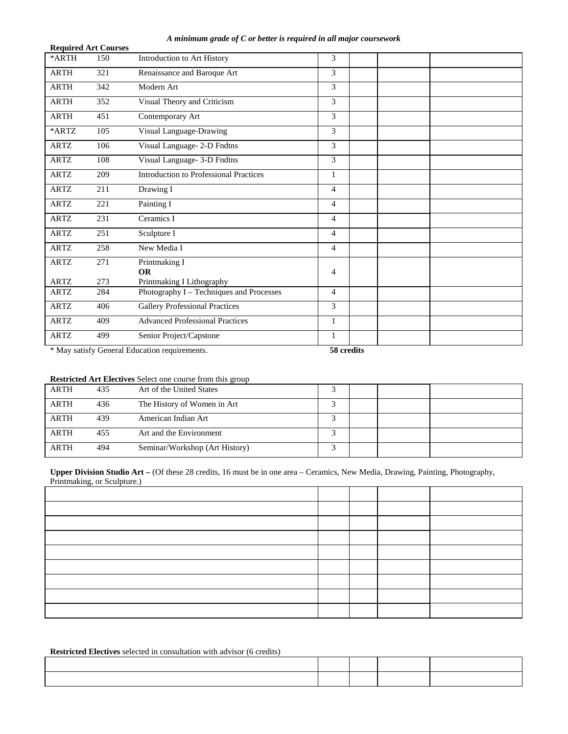***A minimum grade of C or better is required in all major coursework***

**Required Art Courses**

| | | | | | | |
|---|---|---|---|---|---|---|
| *ARTH | 150 | Introduction to Art History | 3 | | | |
| ARTH | 321 | Renaissance and Baroque Art | 3 | | | |
| ARTH | 342 | Modern Art | 3 | | | |
| ARTH | 352 | Visual Theory and Criticism | 3 | | | |
| ARTH | 451 | Contemporary Art | 3 | | | |
| *ARTZ | 105 | Visual Language-Drawing | 3 | | | |
| ARTZ | 106 | Visual Language- 2-D Fndtns | 3 | | | |
| ARTZ | 108 | Visual Language- 3-D Fndtns | 3 | | | |
| ARTZ | 209 | Introduction to Professional Practices | 1 | | | |
| ARTZ | 211 | Drawing I | 4 | | | |
| ARTZ | 221 | Painting I | 4 | | | |
| ARTZ | 231 | Ceramics I | 4 | | | |
| ARTZ | 251 | Sculpture I | 4 | | | |
| ARTZ | 258 | New Media I | 4 | | | |
| ARTZ<br>ARTZ | 271<br>273 | Printmaking I<br>**OR**<br>Printmaking I Lithography | 4 | | | |
| ARTZ | 284 | Photography I – Techniques and Processes | 4 | | | |
| ARTZ | 406 | Gallery Professional Practices | 3 | | | |
| ARTZ | 409 | Advanced Professional Practices | 1 | | | |
| ARTZ | 499 | Senior Project/Capstone | 1 | | | |

* May satisfy General Education requirements. **58 credits**

**Restricted Art Electives** Select one course from this group

| | | | | | | |
|---|---|---|---|---|---|---|
| ARTH | 435 | Art of the United States | 3 | | | |
| ARTH | 436 | The History of Women in Art | 3 | | | |
| ARTH | 439 | American Indian Art | 3 | | | |
| ARTH | 455 | Art and the Environment | 3 | | | |
| ARTH | 494 | Seminar/Workshop (Art History) | 3 | | | |

**Upper Division Studio Art –** (Of these 28 credits, 16 must be in one area – Ceramics, New Media, Drawing, Painting, Photography, Printmaking, or Sculpture.)

| | | | | |
|---|---|---|---|---|
| | | | | |
| | | | | |
| | | | | |
| | | | | |
| | | | | |
| | | | | |
| | | | | |
| | | | | |
| | | | | |

**Restricted Electives** selected in consultation with advisor (6 credits)

| | | | | |
|---|---|---|---|---|
| | | | | |
| | | | | |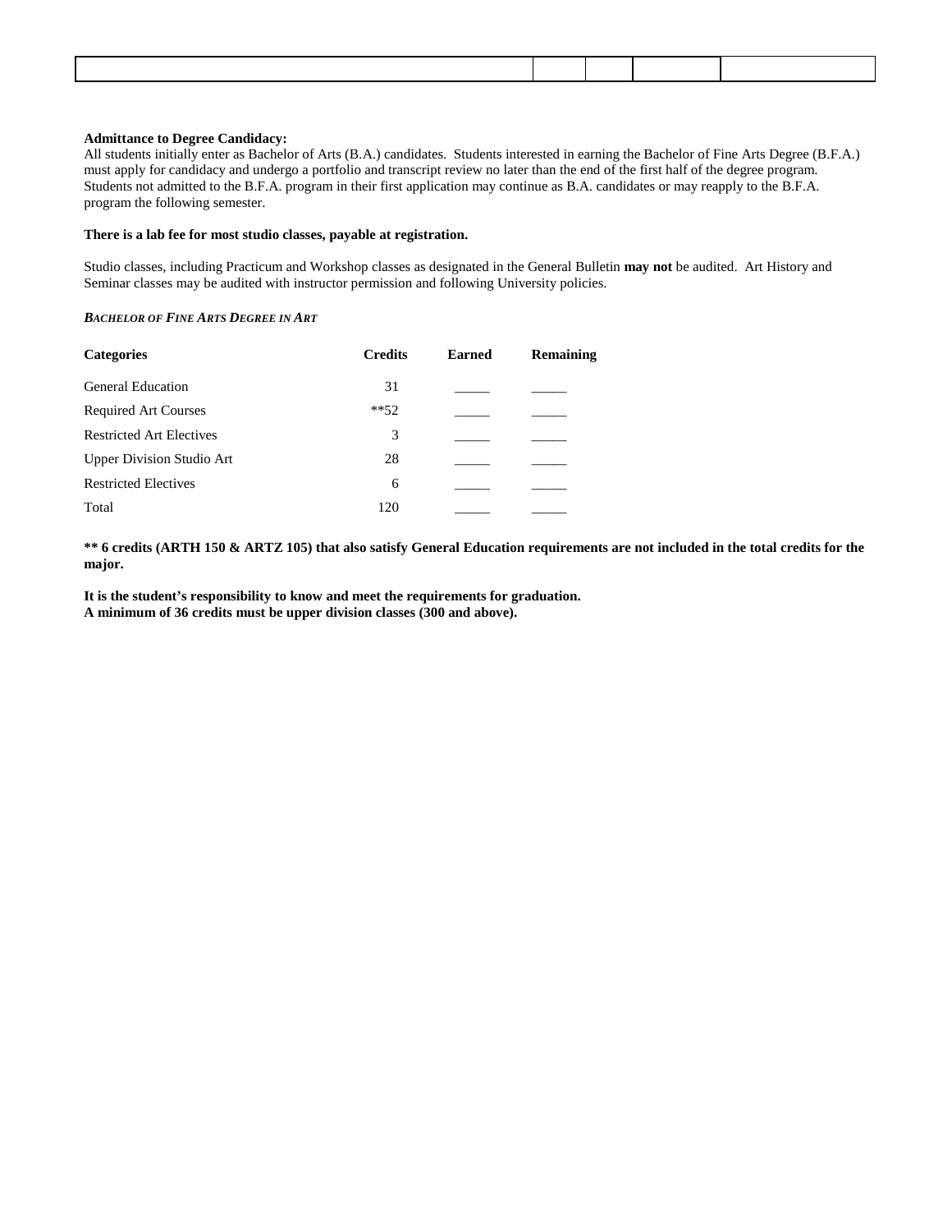| | | | | |
|---|---|---|---|---|
| | | | | |

**Admittance to Degree Candidacy:**
All students initially enter as Bachelor of Arts (B.A.) candidates. Students interested in earning the Bachelor of Fine Arts Degree (B.F.A.) must apply for candidacy and undergo a portfolio and transcript review no later than the end of the first half of the degree program. Students not admitted to the B.F.A. program in their first application may continue as B.A. candidates or may reapply to the B.F.A. program the following semester.

**There is a lab fee for most studio classes, payable at registration.**

Studio classes, including Practicum and Workshop classes as designated in the General Bulletin **may not** be audited. Art History and Seminar classes may be audited with instructor permission and following University policies.

***BACHELOR OF FINE ARTS DEGREE IN ART***

| Categories | Credits | Earned | Remaining |
|---|---|---|---|
| General Education | 31 | _____ | _____ |
| Required Art Courses | **52 | _____ | _____ |
| Restricted Art Electives | 3 | _____ | _____ |
| Upper Division Studio Art | 28 | _____ | _____ |
| Restricted Electives | 6 | _____ | _____ |
| Total | 120 | _____ | _____ |

**** 6 credits (ARTH 150 & ARTZ 105) that also satisfy General Education requirements are not included in the total credits for the major.**

**It is the student's responsibility to know and meet the requirements for graduation.**
**A minimum of 36 credits must be upper division classes (300 and above).**